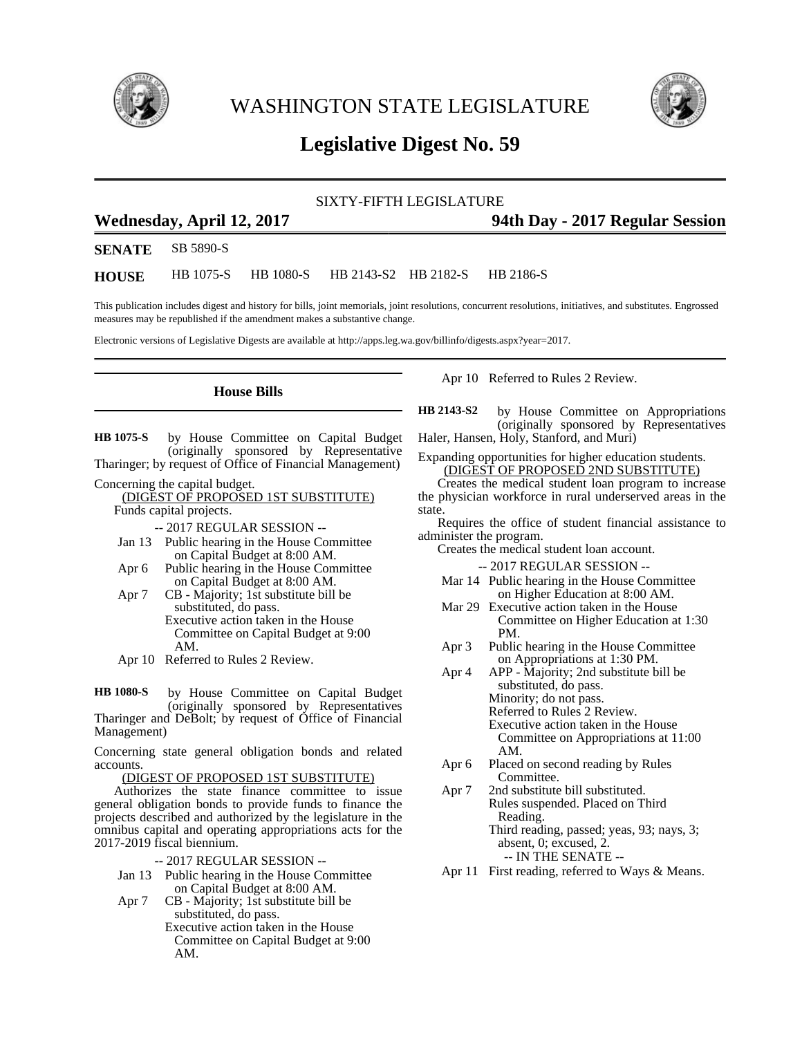# WASHINGTON STATE LEGISLATURE

## Legislative Digest No. 59

SIXTY-FIFTH LEGISLATURE

**Wednesday, April 12, 2017** **94th Day - 2017 Regular Session**

**SENATE** SB 5890-S

**HOUSE** HB 1075-S HB 1080-S HB 2143-S2 HB 2182-S HB 2186-S

This publication includes digest and history for bills, joint memorials, joint resolutions, concurrent resolutions, initiatives, and substitutes. Engrossed measures may be republished if the amendment makes a substantive change.

Electronic versions of Legislative Digests are available at http://apps.leg.wa.gov/billinfo/digests.aspx?year=2017.

### House Bills

**HB 1075-S** by House Committee on Capital Budget (originally sponsored by Representative Tharinger; by request of Office of Financial Management)

Concerning the capital budget.

(DIGEST OF PROPOSED 1ST SUBSTITUTE)

Funds capital projects.

-- 2017 REGULAR SESSION --

Jan 13 Public hearing in the House Committee on Capital Budget at 8:00 AM.

Apr 6 Public hearing in the House Committee on Capital Budget at 8:00 AM.

Apr 7 CB - Majority; 1st substitute bill be substituted, do pass.
Executive action taken in the House Committee on Capital Budget at 9:00 AM.

Apr 10 Referred to Rules 2 Review.

**HB 1080-S** by House Committee on Capital Budget (originally sponsored by Representatives Tharinger and DeBolt; by request of Office of Financial Management)

Concerning state general obligation bonds and related accounts.

(DIGEST OF PROPOSED 1ST SUBSTITUTE)

Authorizes the state finance committee to issue general obligation bonds to provide funds to finance the projects described and authorized by the legislature in the omnibus capital and operating appropriations acts for the 2017-2019 fiscal biennium.

-- 2017 REGULAR SESSION --

Jan 13 Public hearing in the House Committee on Capital Budget at 8:00 AM.

Apr 7 CB - Majority; 1st substitute bill be substituted, do pass.
Executive action taken in the House Committee on Capital Budget at 9:00 AM.

Apr 10 Referred to Rules 2 Review.

**HB 2143-S2** by House Committee on Appropriations (originally sponsored by Representatives Haler, Hansen, Holy, Stanford, and Muri)

Expanding opportunities for higher education students.

(DIGEST OF PROPOSED 2ND SUBSTITUTE)

Creates the medical student loan program to increase the physician workforce in rural underserved areas in the state.

Requires the office of student financial assistance to administer the program.

Creates the medical student loan account.

-- 2017 REGULAR SESSION --

Mar 14 Public hearing in the House Committee on Higher Education at 8:00 AM.

Mar 29 Executive action taken in the House Committee on Higher Education at 1:30 PM.

Apr 3 Public hearing in the House Committee on Appropriations at 1:30 PM.

Apr 4 APP - Majority; 2nd substitute bill be substituted, do pass.
Minority; do not pass.
Referred to Rules 2 Review.
Executive action taken in the House Committee on Appropriations at 11:00 AM.

Apr 6 Placed on second reading by Rules Committee.

Apr 7 2nd substitute bill substituted.
Rules suspended. Placed on Third Reading.
Third reading, passed; yeas, 93; nays, 3; absent, 0; excused, 2.
-- IN THE SENATE --

Apr 11 First reading, referred to Ways & Means.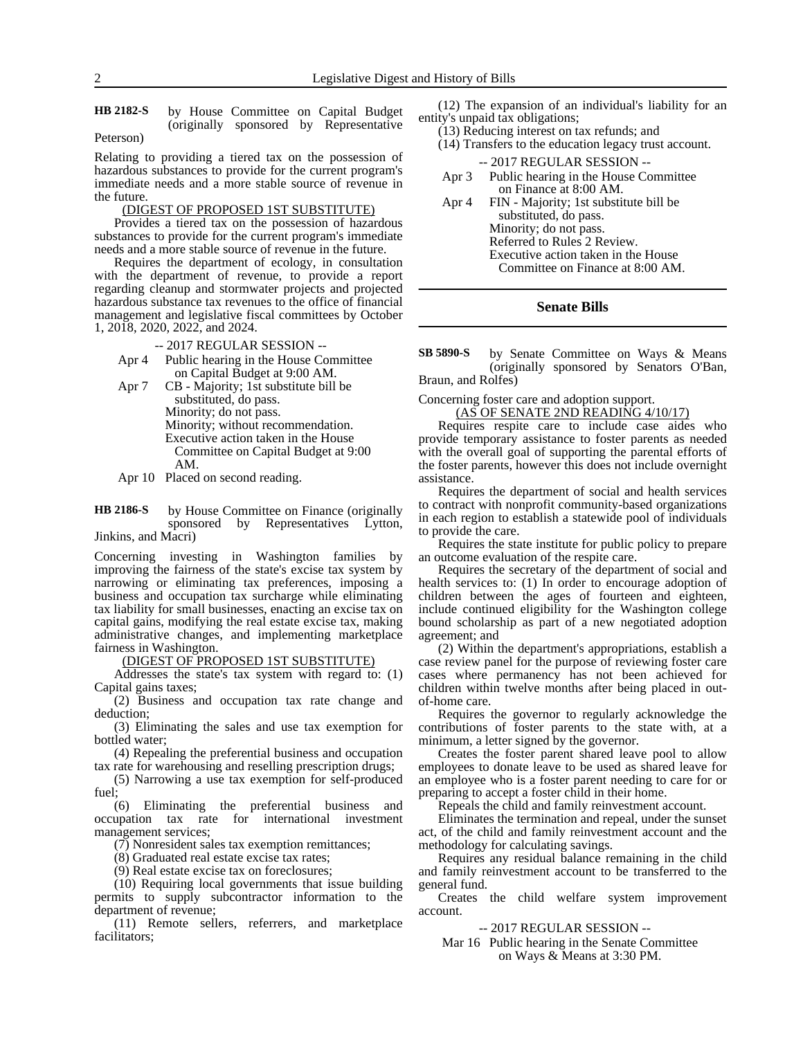**HB 2182-S** by House Committee on Capital Budget (originally sponsored by Representative Peterson)

Relating to providing a tiered tax on the possession of hazardous substances to provide for the current program's immediate needs and a more stable source of revenue in the future.

(DIGEST OF PROPOSED 1ST SUBSTITUTE)

Provides a tiered tax on the possession of hazardous substances to provide for the current program's immediate needs and a more stable source of revenue in the future.

Requires the department of ecology, in consultation with the department of revenue, to provide a report regarding cleanup and stormwater projects and projected hazardous substance tax revenues to the office of financial management and legislative fiscal committees by October 1, 2018, 2020, 2022, and 2024.

-- 2017 REGULAR SESSION --

- Apr 4 Public hearing in the House Committee on Capital Budget at 9:00 AM.
- Apr 7 CB - Majority; 1st substitute bill be substituted, do pass.
  Minority; do not pass.
  Minority; without recommendation.
  Executive action taken in the House Committee on Capital Budget at 9:00 AM.
- Apr 10 Placed on second reading.

**HB 2186-S** by House Committee on Finance (originally sponsored by Representatives Lytton, Jinkins, and Macri)

Concerning investing in Washington families by improving the fairness of the state's excise tax system by narrowing or eliminating tax preferences, imposing a business and occupation tax surcharge while eliminating tax liability for small businesses, enacting an excise tax on capital gains, modifying the real estate excise tax, making administrative changes, and implementing marketplace fairness in Washington.

(DIGEST OF PROPOSED 1ST SUBSTITUTE)

Addresses the state's tax system with regard to: (1) Capital gains taxes;

(2) Business and occupation tax rate change and deduction;

(3) Eliminating the sales and use tax exemption for bottled water;

(4) Repealing the preferential business and occupation tax rate for warehousing and reselling prescription drugs;

(5) Narrowing a use tax exemption for self-produced fuel;

(6) Eliminating the preferential business and occupation tax rate for international investment management services;

(7) Nonresident sales tax exemption remittances;

(8) Graduated real estate excise tax rates;

(9) Real estate excise tax on foreclosures;

(10) Requiring local governments that issue building permits to supply subcontractor information to the department of revenue;

(11) Remote sellers, referrers, and marketplace facilitators;

(12) The expansion of an individual's liability for an entity's unpaid tax obligations;

(13) Reducing interest on tax refunds; and

(14) Transfers to the education legacy trust account.

-- 2017 REGULAR SESSION --

- Apr 3 Public hearing in the House Committee on Finance at 8:00 AM.
- Apr 4 FIN - Majority; 1st substitute bill be substituted, do pass.
  Minority; do not pass.
  Referred to Rules 2 Review.
  Executive action taken in the House Committee on Finance at 8:00 AM.

## Senate Bills

**SB 5890-S** by Senate Committee on Ways & Means (originally sponsored by Senators O'Ban, Braun, and Rolfes)

Concerning foster care and adoption support.

(AS OF SENATE 2ND READING 4/10/17)

Requires respite care to include case aides who provide temporary assistance to foster parents as needed with the overall goal of supporting the parental efforts of the foster parents, however this does not include overnight assistance.

Requires the department of social and health services to contract with nonprofit community-based organizations in each region to establish a statewide pool of individuals to provide the care.

Requires the state institute for public policy to prepare an outcome evaluation of the respite care.

Requires the secretary of the department of social and health services to: (1) In order to encourage adoption of children between the ages of fourteen and eighteen, include continued eligibility for the Washington college bound scholarship as part of a new negotiated adoption agreement; and

(2) Within the department's appropriations, establish a case review panel for the purpose of reviewing foster care cases where permanency has not been achieved for children within twelve months after being placed in out-of-home care.

Requires the governor to regularly acknowledge the contributions of foster parents to the state with, at a minimum, a letter signed by the governor.

Creates the foster parent shared leave pool to allow employees to donate leave to be used as shared leave for an employee who is a foster parent needing to care for or preparing to accept a foster child in their home.

Repeals the child and family reinvestment account.

Eliminates the termination and repeal, under the sunset act, of the child and family reinvestment account and the methodology for calculating savings.

Requires any residual balance remaining in the child and family reinvestment account to be transferred to the general fund.

Creates the child welfare system improvement account.

-- 2017 REGULAR SESSION --

- Mar 16 Public hearing in the Senate Committee on Ways & Means at 3:30 PM.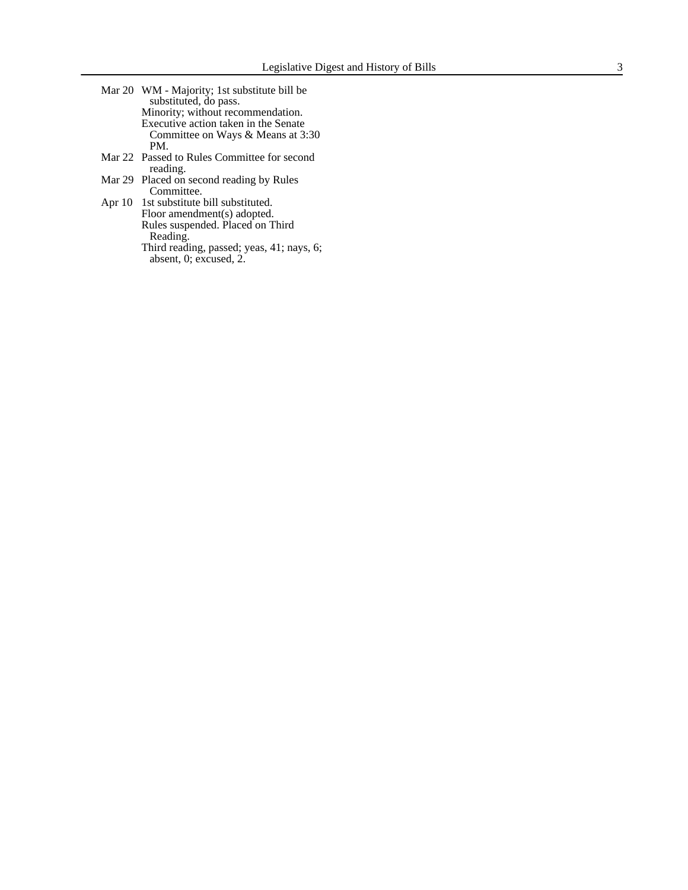Mar 20 WM - Majority; 1st substitute bill be substituted, do pass.
Minority; without recommendation.
Executive action taken in the Senate Committee on Ways & Means at 3:30 PM.

Mar 22 Passed to Rules Committee for second reading.

Mar 29 Placed on second reading by Rules Committee.

Apr 10 1st substitute bill substituted.
Floor amendment(s) adopted.
Rules suspended. Placed on Third Reading.
Third reading, passed; yeas, 41; nays, 6; absent, 0; excused, 2.